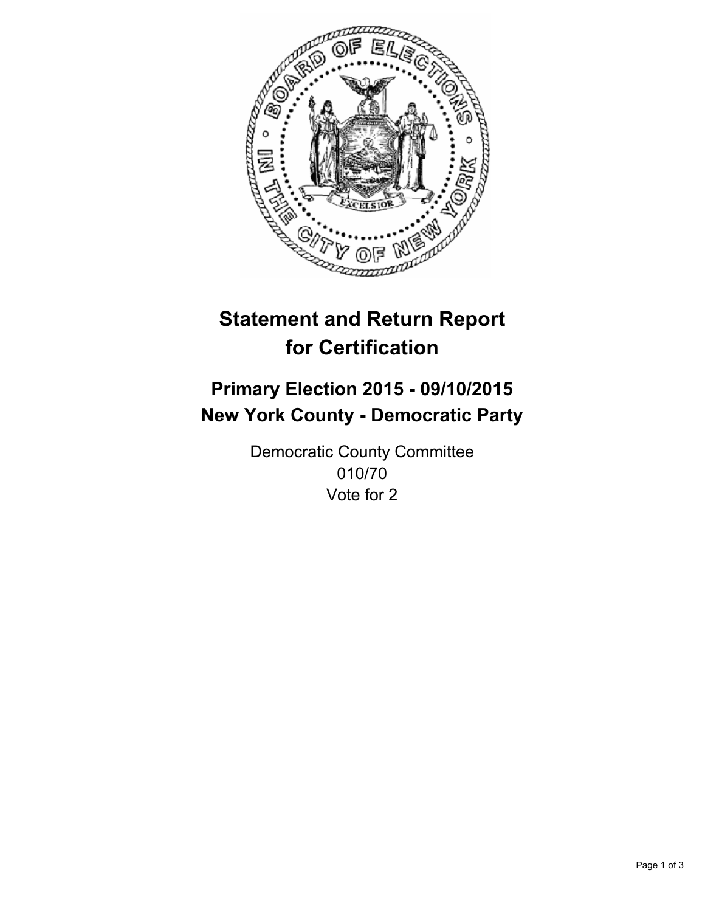# Statement and Return Report for Certification

## Primary Election 2015 - 09/10/2015
## New York County - Democratic Party

Democratic County Committee
010/70
Vote for 2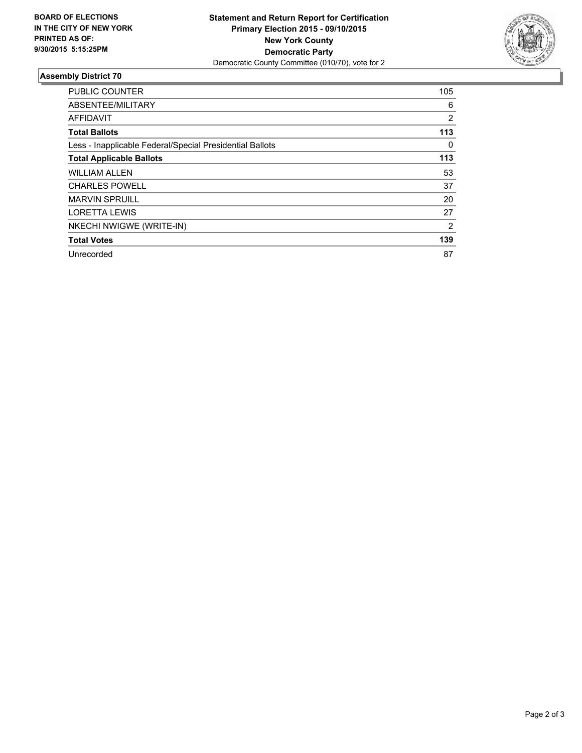**BOARD OF ELECTIONS IN THE CITY OF NEW YORK PRINTED AS OF: 9/30/2015 5:15:25PM**

**Statement and Return Report for Certification**
**Primary Election 2015 - 09/10/2015**
**New York County**
**Democratic Party**
Democratic County Committee (010/70), vote for 2

## Assembly District 70

| | |
|---|---|
| PUBLIC COUNTER | 105 |
| ABSENTEE/MILITARY | 6 |
| AFFIDAVIT | 2 |
| **Total Ballots** | **113** |
| Less - Inapplicable Federal/Special Presidential Ballots | 0 |
| **Total Applicable Ballots** | **113** |
| WILLIAM ALLEN | 53 |
| CHARLES POWELL | 37 |
| MARVIN SPRUILL | 20 |
| LORETTA LEWIS | 27 |
| NKECHI NWIGWE (WRITE-IN) | 2 |
| **Total Votes** | **139** |
| Unrecorded | 87 |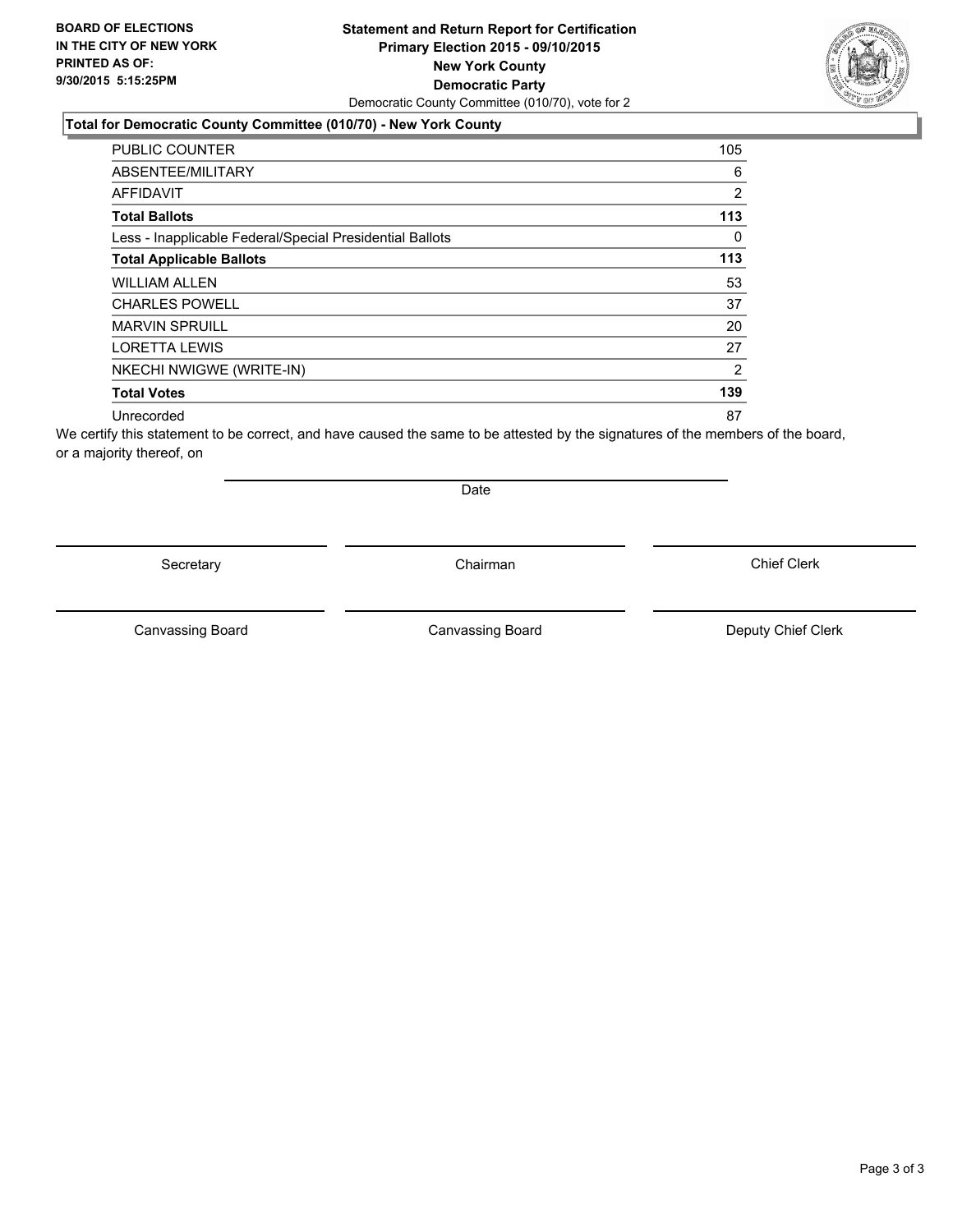**BOARD OF ELECTIONS IN THE CITY OF NEW YORK PRINTED AS OF: 9/30/2015 5:15:25PM**

**Statement and Return Report for Certification**
**Primary Election 2015 - 09/10/2015**
**New York County**
**Democratic Party**
Democratic County Committee (010/70), vote for 2

### Total for Democratic County Committee (010/70) - New York County

| | |
|---|---|
| PUBLIC COUNTER | 105 |
| ABSENTEE/MILITARY | 6 |
| AFFIDAVIT | 2 |
| **Total Ballots** | **113** |
| Less - Inapplicable Federal/Special Presidential Ballots | 0 |
| **Total Applicable Ballots** | **113** |
| WILLIAM ALLEN | 53 |
| CHARLES POWELL | 37 |
| MARVIN SPRUILL | 20 |
| LORETTA LEWIS | 27 |
| NKECHI NWIGWE (WRITE-IN) | 2 |
| **Total Votes** | **139** |
| Unrecorded | 87 |

We certify this statement to be correct, and have caused the same to be attested by the signatures of the members of the board, or a majority thereof, on

Date

Secretary | Chairman | Chief Clerk

Canvassing Board | Canvassing Board | Deputy Chief Clerk